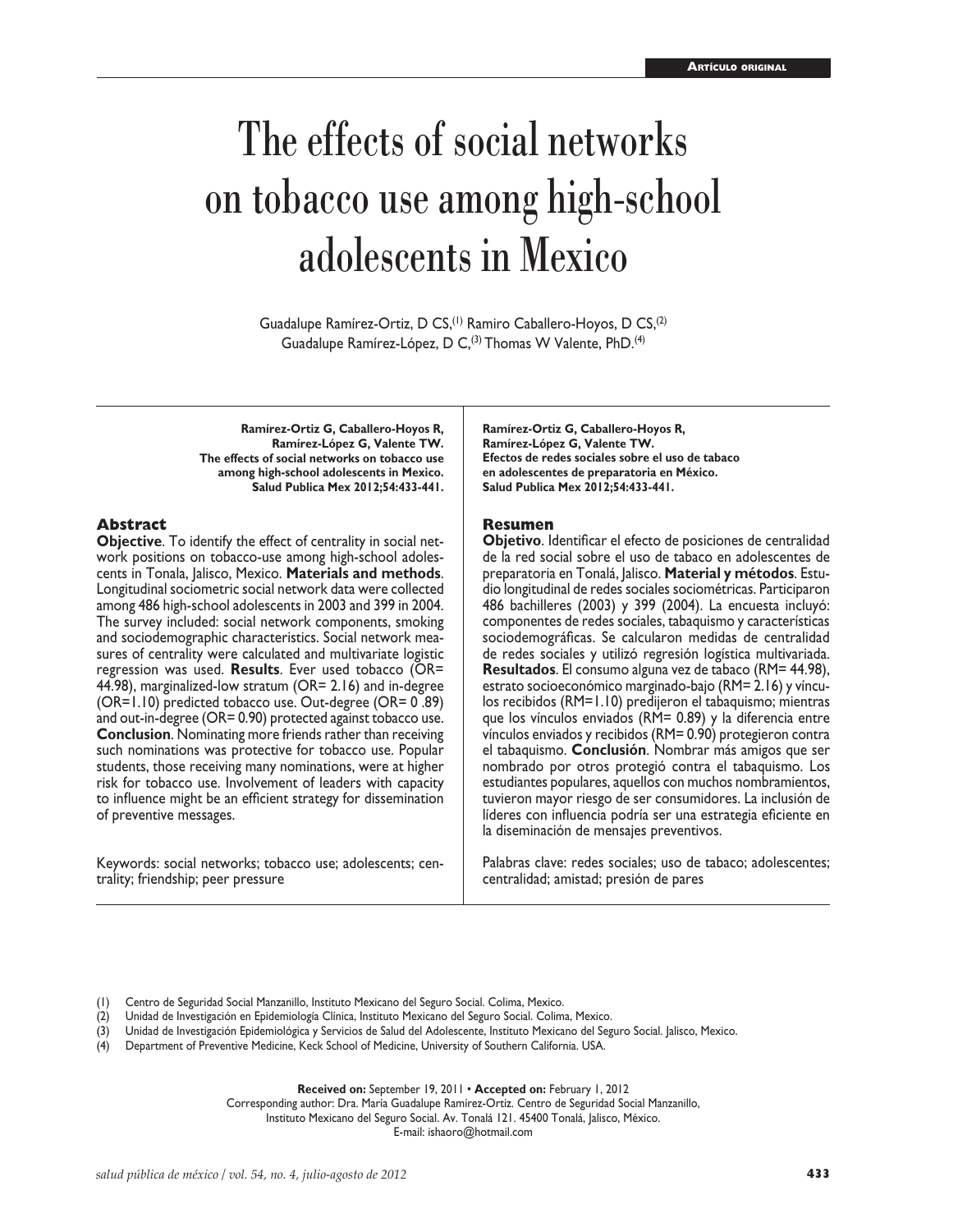Artículo original

# The effects of social networks on tobacco use among high-school adolescents in Mexico

Guadalupe Ramírez-Ortiz, D CS,[1] Ramiro Caballero-Hoyos, D CS,[2] Guadalupe Ramírez-López, D C,[3] Thomas W Valente, PhD.[4]

**Ramírez-Ortiz G, Caballero-Hoyos R, Ramírez-López G, Valente TW. The effects of social networks on tobacco use among high-school adolescents in Mexico. Salud Publica Mex 2012;54:433-441.**

## Abstract

**Objective**. To identify the effect of centrality in social network positions on tobacco-use among high-school adolescents in Tonala, Jalisco, Mexico. **Materials and methods**. Longitudinal sociometric social network data were collected among 486 high-school adolescents in 2003 and 399 in 2004. The survey included: social network components, smoking and sociodemographic characteristics. Social network measures of centrality were calculated and multivariate logistic regression was used. **Results**. Ever used tobacco (OR= 44.98), marginalized-low stratum (OR= 2.16) and in-degree (OR=1.10) predicted tobacco use. Out-degree (OR= 0 .89) and out-in-degree (OR= 0.90) protected against tobacco use. **Conclusion**. Nominating more friends rather than receiving such nominations was protective for tobacco use. Popular students, those receiving many nominations, were at higher risk for tobacco use. Involvement of leaders with capacity to influence might be an efficient strategy for dissemination of preventive messages.

Keywords: social networks; tobacco use; adolescents; centrality; friendship; peer pressure

**Ramírez-Ortiz G, Caballero-Hoyos R, Ramírez-López G, Valente TW. Efectos de redes sociales sobre el uso de tabaco en adolescentes de preparatoria en México. Salud Publica Mex 2012;54:433-441.**

## Resumen

**Objetivo**. Identificar el efecto de posiciones de centralidad de la red social sobre el uso de tabaco en adolescentes de preparatoria en Tonalá, Jalisco. **Material y métodos**. Estudio longitudinal de redes sociales sociométricas. Participaron 486 bachilleres (2003) y 399 (2004). La encuesta incluyó: componentes de redes sociales, tabaquismo y características sociodemográficas. Se calcularon medidas de centralidad de redes sociales y utilizó regresión logística multivariada. **Resultados**. El consumo alguna vez de tabaco (RM= 44.98), estrato socioeconómico marginado-bajo (RM= 2.16) y vínculos recibidos (RM=1.10) predijeron el tabaquismo; mientras que los vínculos enviados (RM= 0.89) y la diferencia entre vínculos enviados y recibidos (RM= 0.90) protegieron contra el tabaquismo. **Conclusión**. Nombrar más amigos que ser nombrado por otros protegió contra el tabaquismo. Los estudiantes populares, aquellos con muchos nombramientos, tuvieron mayor riesgo de ser consumidores. La inclusión de líderes con influencia podría ser una estrategia eficiente en la diseminación de mensajes preventivos.

Palabras clave: redes sociales; uso de tabaco; adolescentes; centralidad; amistad; presión de pares

(1) Centro de Seguridad Social Manzanillo, Instituto Mexicano del Seguro Social. Colima, Mexico.
(2) Unidad de Investigación en Epidemiología Clínica, Instituto Mexicano del Seguro Social. Colima, Mexico.
(3) Unidad de Investigación Epidemiológica y Servicios de Salud del Adolescente, Instituto Mexicano del Seguro Social. Jalisco, Mexico.
(4) Department of Preventive Medicine, Keck School of Medicine, University of Southern California. USA.

**Received on:** September 19, 2011 • **Accepted on:** February 1, 2012
Corresponding author: Dra. María Guadalupe Ramírez-Ortiz. Centro de Seguridad Social Manzanillo, Instituto Mexicano del Seguro Social. Av. Tonalá 121. 45400 Tonalá, Jalisco, México.
E-mail: ishaoro@hotmail.com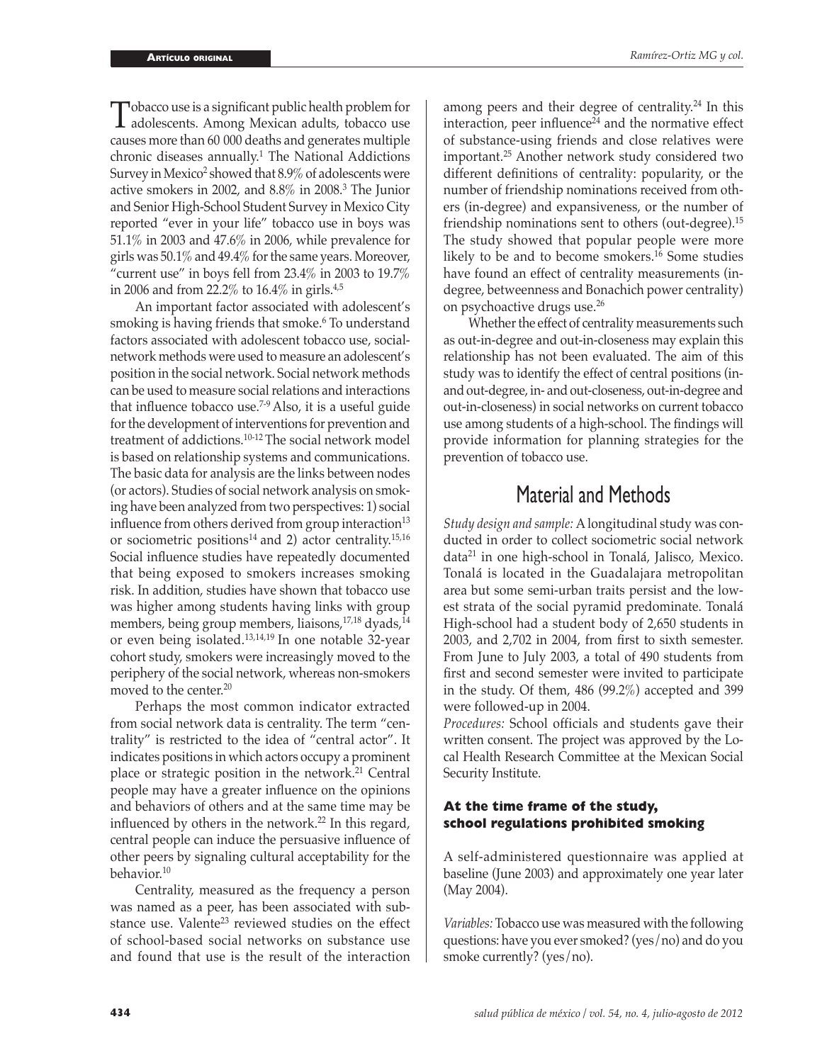Tobacco use is a significant public health problem for adolescents. Among Mexican adults, tobacco use causes more than 60 000 deaths and generates multiple chronic diseases annually.[1] The National Addictions Survey in Mexico[2] showed that 8.9% of adolescents were active smokers in 2002, and 8.8% in 2008.[3] The Junior and Senior High-School Student Survey in Mexico City reported "ever in your life" tobacco use in boys was 51.1% in 2003 and 47.6% in 2006, while prevalence for girls was 50.1% and 49.4% for the same years. Moreover, "current use" in boys fell from 23.4% in 2003 to 19.7% in 2006 and from 22.2% to 16.4% in girls.[4,5]

An important factor associated with adolescent's smoking is having friends that smoke.[6] To understand factors associated with adolescent tobacco use, social-network methods were used to measure an adolescent's position in the social network. Social network methods can be used to measure social relations and interactions that influence tobacco use.[7-9] Also, it is a useful guide for the development of interventions for prevention and treatment of addictions.[10-12] The social network model is based on relationship systems and communications. The basic data for analysis are the links between nodes (or actors). Studies of social network analysis on smoking have been analyzed from two perspectives: 1) social influence from others derived from group interaction[13] or sociometric positions[14] and 2) actor centrality.[15,16] Social influence studies have repeatedly documented that being exposed to smokers increases smoking risk. In addition, studies have shown that tobacco use was higher among students having links with group members, being group members, liaisons,[17,18] dyads,[14] or even being isolated.[13,14,19] In one notable 32-year cohort study, smokers were increasingly moved to the periphery of the social network, whereas non-smokers moved to the center.[20]

Perhaps the most common indicator extracted from social network data is centrality. The term "centrality" is restricted to the idea of "central actor". It indicates positions in which actors occupy a prominent place or strategic position in the network.[21] Central people may have a greater influence on the opinions and behaviors of others and at the same time may be influenced by others in the network.[22] In this regard, central people can induce the persuasive influence of other peers by signaling cultural acceptability for the behavior.[10]

Centrality, measured as the frequency a person was named as a peer, has been associated with substance use. Valente[23] reviewed studies on the effect of school-based social networks on substance use and found that use is the result of the interaction among peers and their degree of centrality.[24] In this interaction, peer influence[24] and the normative effect of substance-using friends and close relatives were important.[25] Another network study considered two different definitions of centrality: popularity, or the number of friendship nominations received from others (in-degree) and expansiveness, or the number of friendship nominations sent to others (out-degree).[15] The study showed that popular people were more likely to be and to become smokers.[16] Some studies have found an effect of centrality measurements (in-degree, betweenness and Bonachich power centrality) on psychoactive drugs use.[26]

Whether the effect of centrality measurements such as out-in-degree and out-in-closeness may explain this relationship has not been evaluated. The aim of this study was to identify the effect of central positions (in- and out-degree, in- and out-closeness, out-in-degree and out-in-closeness) in social networks on current tobacco use among students of a high-school. The findings will provide information for planning strategies for the prevention of tobacco use.

# Material and Methods

*Study design and sample:* A longitudinal study was conducted in order to collect sociometric social network data[21] in one high-school in Tonalá, Jalisco, Mexico. Tonalá is located in the Guadalajara metropolitan area but some semi-urban traits persist and the lowest strata of the social pyramid predominate. Tonalá High-school had a student body of 2,650 students in 2003, and 2,702 in 2004, from first to sixth semester. From June to July 2003, a total of 490 students from first and second semester were invited to participate in the study. Of them, 486 (99.2%) accepted and 399 were followed-up in 2004.

*Procedures:* School officials and students gave their written consent. The project was approved by the Local Health Research Committee at the Mexican Social Security Institute.

### At the time frame of the study, school regulations prohibited smoking

A self-administered questionnaire was applied at baseline (June 2003) and approximately one year later (May 2004).

*Variables:* Tobacco use was measured with the following questions: have you ever smoked? (yes/no) and do you smoke currently? (yes/no).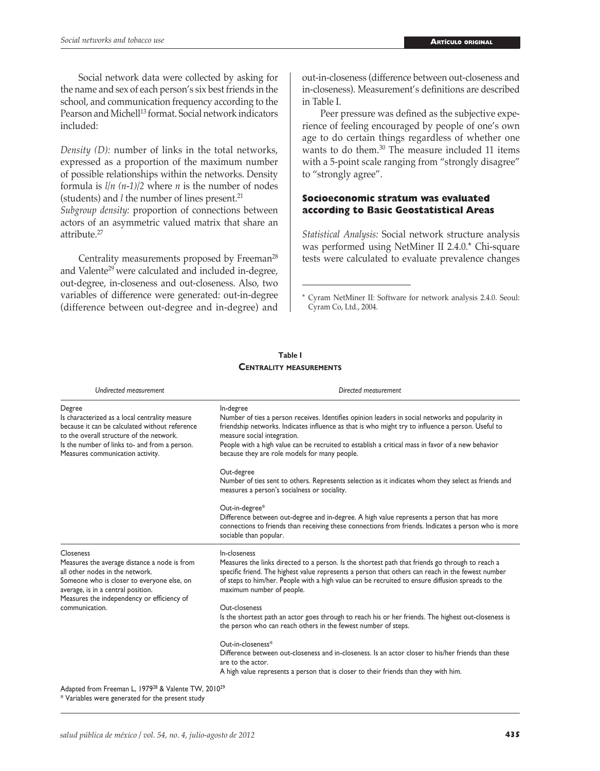Social network data were collected by asking for the name and sex of each person's six best friends in the school, and communication frequency according to the Pearson and Michell[13] format. Social network indicators included:

*Density (D):* number of links in the total networks, expressed as a proportion of the maximum number of possible relationships within the networks. Density formula is $l/n\ (n-1)/2$ where $n$ is the number of nodes (students) and $l$ the number of lines present.[21]

*Subgroup density:* proportion of connections between actors of an asymmetric valued matrix that share an attribute.[27]

Centrality measurements proposed by Freeman[28] and Valente[29] were calculated and included in-degree, out-degree, in-closeness and out-closeness. Also, two variables of difference were generated: out-in-degree (difference between out-degree and in-degree) and out-in-closeness (difference between out-closeness and in-closeness). Measurement's definitions are described in Table I.

Peer pressure was defined as the subjective experience of feeling encouraged by people of one's own age to do certain things regardless of whether one wants to do them.[30] The measure included 11 items with a 5-point scale ranging from "strongly disagree" to "strongly agree".

### Socioeconomic stratum was evaluated according to Basic Geostatistical Areas

*Statistical Analysis:* Social network structure analysis was performed using NetMiner II 2.4.0.* Chi-square tests were calculated to evaluate prevalence changes

\* Cyram NetMiner II: Software for network analysis 2.4.0. Seoul: Cyram Co, Ltd., 2004.

**Table I**
**Centrality measurements**

| *Undirected measurement* | *Directed measurement* |
|---|---|
| Degree<br>Is characterized as a local centrality measure because it can be calculated without reference to the overall structure of the network.<br>Is the number of links to- and from a person. Measures communication activity. | In-degree<br>Number of ties a person receives. Identifies opinion leaders in social networks and popularity in friendship networks. Indicates influence as that is who might try to influence a person. Useful to measure social integration.<br>People with a high value can be recruited to establish a critical mass in favor of a new behavior because they are role models for many people.<br><br>Out-degree<br>Number of ties sent to others. Represents selection as it indicates whom they select as friends and measures a person's socialness or sociality.<br><br>Out-in-degree*<br>Difference between out-degree and in-degree. A high value represents a person that has more connections to friends than receiving these connections from friends. Indicates a person who is more sociable than popular. |
| Closeness<br>Measures the average distance a node is from all other nodes in the network.<br>Someone who is closer to everyone else, on average, is in a central position.<br>Measures the independency or efficiency of communication. | In-closeness<br>Measures the links directed to a person. Is the shortest path that friends go through to reach a specific friend. The highest value represents a person that others can reach in the fewest number of steps to him/her. People with a high value can be recruited to ensure diffusion spreads to the maximum number of people.<br><br>Out-closeness<br>Is the shortest path an actor goes through to reach his or her friends. The highest out-closeness is the person who can reach others in the fewest number of steps.<br><br>Out-in-closeness*<br>Difference between out-closeness and in-closeness. Is an actor closer to his/her friends than these are to the actor.<br>A high value represents a person that is closer to their friends than they with him. |

Adapted from Freeman L, 1979[28] & Valente TW, 2010[29]
\* Variables were generated for the present study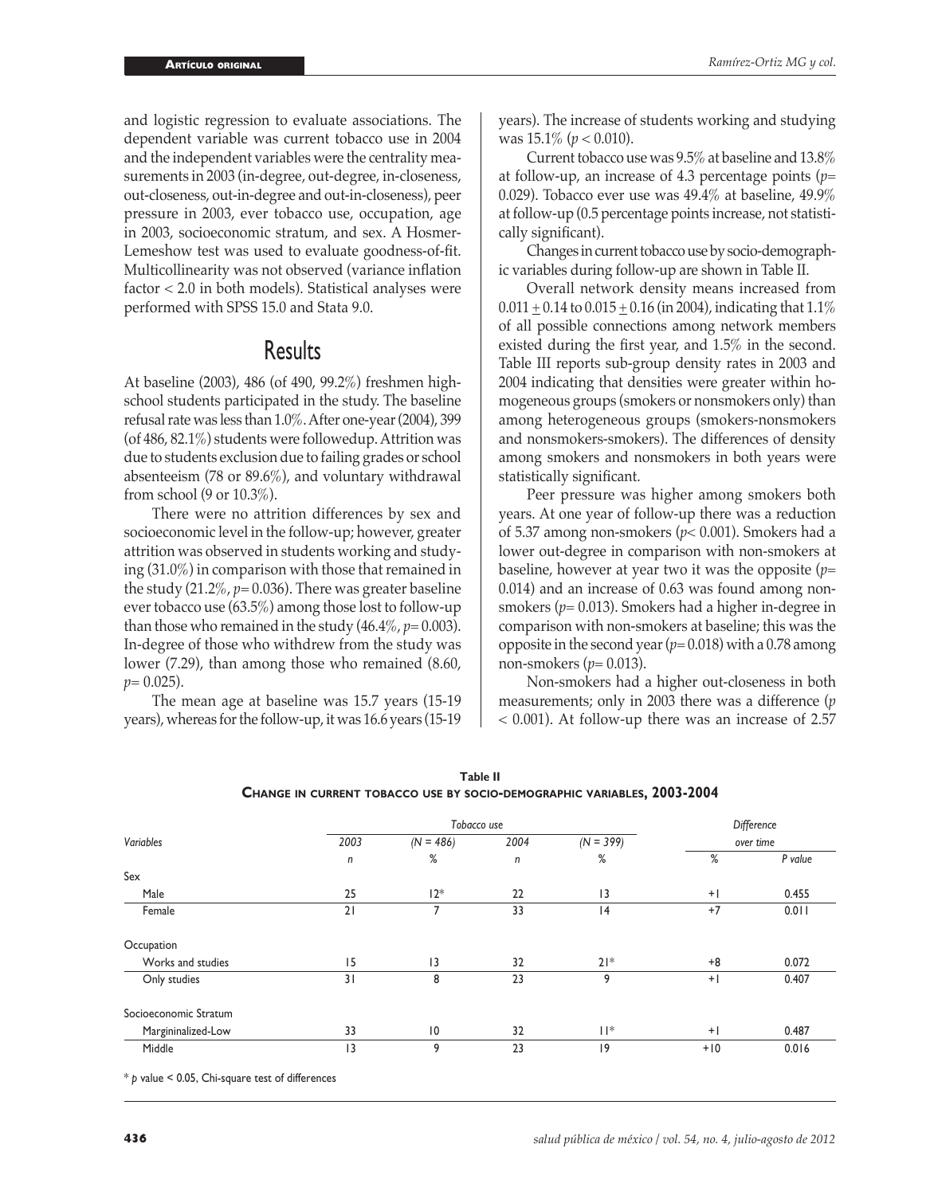and logistic regression to evaluate associations. The dependent variable was current tobacco use in 2004 and the independent variables were the centrality measurements in 2003 (in-degree, out-degree, in-closeness, out-closeness, out-in-degree and out-in-closeness), peer pressure in 2003, ever tobacco use, occupation, age in 2003, socioeconomic stratum, and sex. A Hosmer-Lemeshow test was used to evaluate goodness-of-fit. Multicollinearity was not observed (variance inflation factor < 2.0 in both models). Statistical analyses were performed with SPSS 15.0 and Stata 9.0.

# Results

At baseline (2003), 486 (of 490, 99.2%) freshmen high-school students participated in the study. The baseline refusal rate was less than 1.0%. After one-year (2004), 399 (of 486, 82.1%) students were followedup. Attrition was due to students exclusion due to failing grades or school absenteeism (78 or 89.6%), and voluntary withdrawal from school (9 or 10.3%).

There were no attrition differences by sex and socioeconomic level in the follow-up; however, greater attrition was observed in students working and studying (31.0%) in comparison with those that remained in the study (21.2%, $p$= 0.036). There was greater baseline ever tobacco use (63.5%) among those lost to follow-up than those who remained in the study (46.4%, $p$= 0.003). In-degree of those who withdrew from the study was lower (7.29), than among those who remained (8.60, $p$= 0.025).

The mean age at baseline was 15.7 years (15-19 years), whereas for the follow-up, it was 16.6 years (15-19 years). The increase of students working and studying was 15.1% ($p < 0.010$).

Current tobacco use was 9.5% at baseline and 13.8% at follow-up, an increase of 4.3 percentage points ($p$= 0.029). Tobacco ever use was 49.4% at baseline, 49.9% at follow-up (0.5 percentage points increase, not statistically significant).

Changes in current tobacco use by socio-demographic variables during follow-up are shown in Table II.

Overall network density means increased from $0.011 \pm 0.14$ to $0.015 \pm 0.16$ (in 2004), indicating that 1.1% of all possible connections among network members existed during the first year, and 1.5% in the second. Table III reports sub-group density rates in 2003 and 2004 indicating that densities were greater within homogeneous groups (smokers or nonsmokers only) than among heterogeneous groups (smokers-nonsmokers and nonsmokers-smokers). The differences of density among smokers and nonsmokers in both years were statistically significant.

Peer pressure was higher among smokers both years. At one year of follow-up there was a reduction of 5.37 among non-smokers ($p$< 0.001). Smokers had a lower out-degree in comparison with non-smokers at baseline, however at year two it was the opposite ($p$= 0.014) and an increase of 0.63 was found among non-smokers ($p$= 0.013). Smokers had a higher in-degree in comparison with non-smokers at baseline; this was the opposite in the second year ($p$= 0.018) with a 0.78 among non-smokers ($p$= 0.013).

Non-smokers had a higher out-closeness in both measurements; only in 2003 there was a difference ($p$ < 0.001). At follow-up there was an increase of 2.57

**Table II**
**Change in current tobacco use by socio-demographic variables, 2003-2004**

| Variables | Tobacco use | | | | Difference over time | |
|---|---|---|---|---|---|---|
| | 2003 | (N = 486) | 2004 | (N = 399) | | |
| | n | % | n | % | % | P value |
| Sex | | | | | | |
| Male | 25 | 12* | 22 | 13 | +1 | 0.455 |
| Female | 21 | 7 | 33 | 14 | +7 | 0.011 |
| Occupation | | | | | | |
| Works and studies | 15 | 13 | 32 | 21* | +8 | 0.072 |
| Only studies | 31 | 8 | 23 | 9 | +1 | 0.407 |
| Socioeconomic Stratum | | | | | | |
| Margininalized-Low | 33 | 10 | 32 | 11* | +1 | 0.487 |
| Middle | 13 | 9 | 23 | 19 | +10 | 0.016 |

\* $p$ value < 0.05, Chi-square test of differences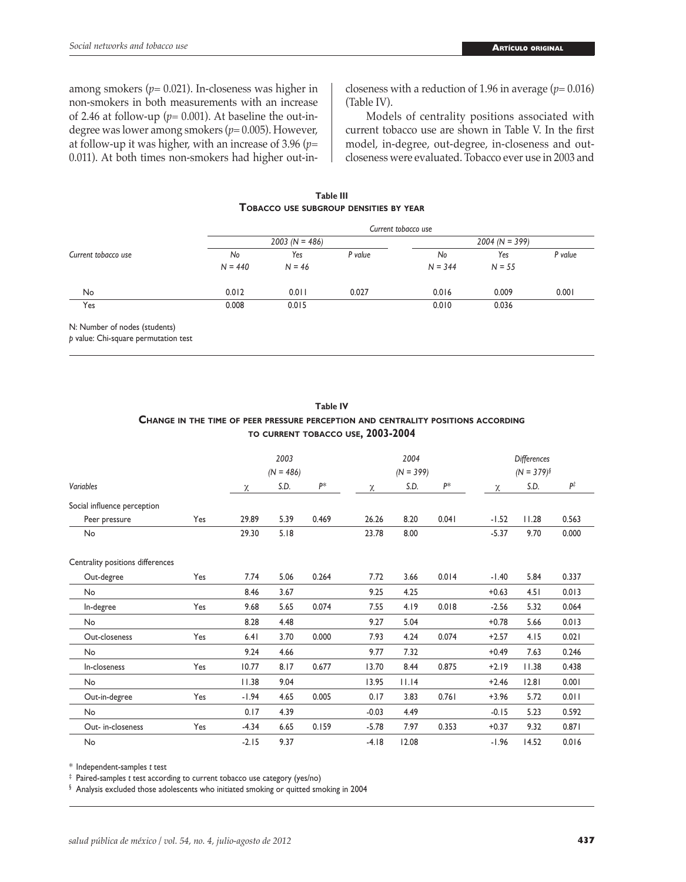among smokers ($p$= 0.021). In-closeness was higher in non-smokers in both measurements with an increase of 2.46 at follow-up ($p$= 0.001). At baseline the out-in-degree was lower among smokers ($p$= 0.005). However, at follow-up it was higher, with an increase of 3.96 ($p$= 0.011). At both times non-smokers had higher out-in-closeness with a reduction of 1.96 in average ($p$= 0.016) (Table IV).

Models of centrality positions associated with current tobacco use are shown in Table V. In the first model, in-degree, out-degree, in-closeness and out-closeness were evaluated. Tobacco ever use in 2003 and

**Table III**
**Tobacco use subgroup densities by year**

| Current tobacco use | 2003 (N = 486) | | | 2004 (N = 399) | | |
|---|---|---|---|---|---|---|
| | No N = 440 | Yes N = 46 | P value | No N = 344 | Yes N = 55 | P value |
| No | 0.012 | 0.011 | 0.027 | 0.016 | 0.009 | 0.001 |
| Yes | 0.008 | 0.015 | | 0.010 | 0.036 | |

N: Number of nodes (students)
*p* value: Chi-square permutation test

**Table IV**
**Change in the time of peer pressure perception and centrality positions according to current tobacco use, 2003-2004**

| Variables | | 2003 (N = 486) χ | S.D. | P* | 2004 (N = 399) χ | S.D. | P* | Differences (N = 379)§ χ | S.D. | P‡ |
|---|---|---|---|---|---|---|---|---|---|---|
| Social influence perception | | | | | | | | | | |
| Peer pressure | Yes | 29.89 | 5.39 | 0.469 | 26.26 | 8.20 | 0.041 | -1.52 | 11.28 | 0.563 |
| No | | 29.30 | 5.18 | | 23.78 | 8.00 | | -5.37 | 9.70 | 0.000 |
| Centrality positions differences | | | | | | | | | | |
| Out-degree | Yes | 7.74 | 5.06 | 0.264 | 7.72 | 3.66 | 0.014 | -1.40 | 5.84 | 0.337 |
| No | | 8.46 | 3.67 | | 9.25 | 4.25 | | +0.63 | 4.51 | 0.013 |
| In-degree | Yes | 9.68 | 5.65 | 0.074 | 7.55 | 4.19 | 0.018 | -2.56 | 5.32 | 0.064 |
| No | | 8.28 | 4.48 | | 9.27 | 5.04 | | +0.78 | 5.66 | 0.013 |
| Out-closeness | Yes | 6.41 | 3.70 | 0.000 | 7.93 | 4.24 | 0.074 | +2.57 | 4.15 | 0.021 |
| No | | 9.24 | 4.66 | | 9.77 | 7.32 | | +0.49 | 7.63 | 0.246 |
| In-closeness | Yes | 10.77 | 8.17 | 0.677 | 13.70 | 8.44 | 0.875 | +2.19 | 11.38 | 0.438 |
| No | | 11.38 | 9.04 | | 13.95 | 11.14 | | +2.46 | 12.81 | 0.001 |
| Out-in-degree | Yes | -1.94 | 4.65 | 0.005 | 0.17 | 3.83 | 0.761 | +3.96 | 5.72 | 0.011 |
| No | | 0.17 | 4.39 | | -0.03 | 4.49 | | -0.15 | 5.23 | 0.592 |
| Out- in-closeness | Yes | -4.34 | 6.65 | 0.159 | -5.78 | 7.97 | 0.353 | +0.37 | 9.32 | 0.871 |
| No | | -2.15 | 9.37 | | -4.18 | 12.08 | | -1.96 | 14.52 | 0.016 |

\* Independent-samples *t* test
‡ Paired-samples *t* test according to current tobacco use category (yes/no)
§ Analysis excluded those adolescents who initiated smoking or quitted smoking in 2004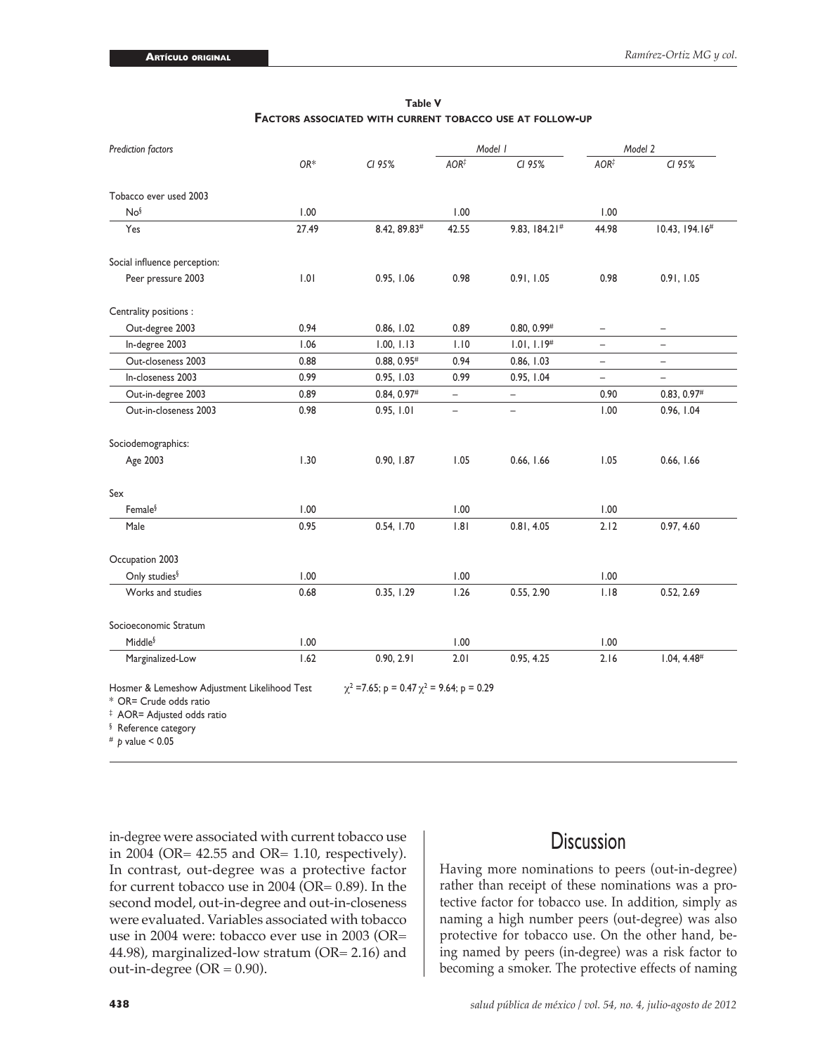**Table V**
**Factors associated with current tobacco use at follow-up**

| *Prediction factors* | | | *Model 1* | | *Model 2* | |
|---|---|---|---|---|---|---|
| | *OR\** | *CI 95%* | *AOR‡* | *CI 95%* | *AOR‡* | *CI 95%* |
| Tobacco ever used 2003 | | | | | | |
| No§ | 1.00 | | 1.00 | | 1.00 | |
| Yes | 27.49 | 8.42, 89.83# | 42.55 | 9.83, 184.21# | 44.98 | 10.43, 194.16# |
| Social influence perception: | | | | | | |
| Peer pressure 2003 | 1.01 | 0.95, 1.06 | 0.98 | 0.91, 1.05 | 0.98 | 0.91, 1.05 |
| Centrality positions : | | | | | | |
| Out-degree 2003 | 0.94 | 0.86, 1.02 | 0.89 | 0.80, 0.99# | – | – |
| In-degree 2003 | 1.06 | 1.00, 1.13 | 1.10 | 1.01, 1.19# | – | – |
| Out-closeness 2003 | 0.88 | 0.88, 0.95# | 0.94 | 0.86, 1.03 | – | – |
| In-closeness 2003 | 0.99 | 0.95, 1.03 | 0.99 | 0.95, 1.04 | – | – |
| Out-in-degree 2003 | 0.89 | 0.84, 0.97# | – | – | 0.90 | 0.83, 0.97# |
| Out-in-closeness 2003 | 0.98 | 0.95, 1.01 | – | – | 1.00 | 0.96, 1.04 |
| Sociodemographics: | | | | | | |
| Age 2003 | 1.30 | 0.90, 1.87 | 1.05 | 0.66, 1.66 | 1.05 | 0.66, 1.66 |
| Sex | | | | | | |
| Female§ | 1.00 | | 1.00 | | 1.00 | |
| Male | 0.95 | 0.54, 1.70 | 1.81 | 0.81, 4.05 | 2.12 | 0.97, 4.60 |
| Occupation 2003 | | | | | | |
| Only studies§ | 1.00 | | 1.00 | | 1.00 | |
| Works and studies | 0.68 | 0.35, 1.29 | 1.26 | 0.55, 2.90 | 1.18 | 0.52, 2.69 |
| Socioeconomic Stratum | | | | | | |
| Middle§ | 1.00 | | 1.00 | | 1.00 | |
| Marginalized-Low | 1.62 | 0.90, 2.91 | 2.01 | 0.95, 4.25 | 2.16 | 1.04, 4.48# |

Hosmer & Lemeshow Adjustment Likelihood Test $\chi^2$ =7.65; p = 0.47 $\chi^2$ = 9.64; p = 0.29

\* OR= Crude odds ratio
‡ AOR= Adjusted odds ratio
§ Reference category
# *p* value < 0.05

in-degree were associated with current tobacco use in 2004 (OR= 42.55 and OR= 1.10, respectively). In contrast, out-degree was a protective factor for current tobacco use in 2004 (OR= 0.89). In the second model, out-in-degree and out-in-closeness were evaluated. Variables associated with tobacco use in 2004 were: tobacco ever use in 2003 (OR= 44.98), marginalized-low stratum (OR= 2.16) and out-in-degree (OR = 0.90).

# Discussion

Having more nominations to peers (out-in-degree) rather than receipt of these nominations was a protective factor for tobacco use. In addition, simply as naming a high number peers (out-degree) was also protective for tobacco use. On the other hand, being named by peers (in-degree) was a risk factor to becoming a smoker. The protective effects of naming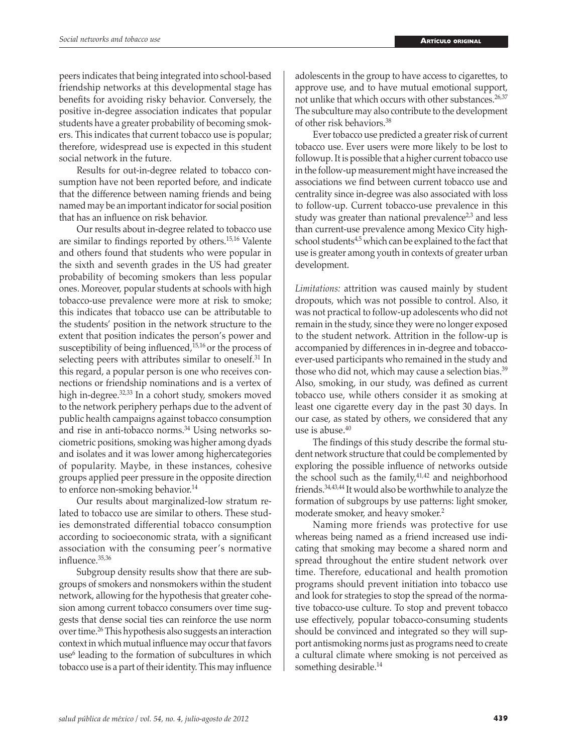peers indicates that being integrated into school-based friendship networks at this developmental stage has benefits for avoiding risky behavior. Conversely, the positive in-degree association indicates that popular students have a greater probability of becoming smokers. This indicates that current tobacco use is popular; therefore, widespread use is expected in this student social network in the future.

Results for out-in-degree related to tobacco consumption have not been reported before, and indicate that the difference between naming friends and being named may be an important indicator for social position that has an influence on risk behavior.

Our results about in-degree related to tobacco use are similar to findings reported by others.[15,16] Valente and others found that students who were popular in the sixth and seventh grades in the US had greater probability of becoming smokers than less popular ones. Moreover, popular students at schools with high tobacco-use prevalence were more at risk to smoke; this indicates that tobacco use can be attributable to the students' position in the network structure to the extent that position indicates the person's power and susceptibility of being influenced,[15,16] or the process of selecting peers with attributes similar to oneself.[31] In this regard, a popular person is one who receives connections or friendship nominations and is a vertex of high in-degree.[32,33] In a cohort study, smokers moved to the network periphery perhaps due to the advent of public health campaigns against tobacco consumption and rise in anti-tobacco norms.[34] Using networks sociometric positions, smoking was higher among dyads and isolates and it was lower among highercategories of popularity. Maybe, in these instances, cohesive groups applied peer pressure in the opposite direction to enforce non-smoking behavior.[14]

Our results about marginalized-low stratum related to tobacco use are similar to others. These studies demonstrated differential tobacco consumption according to socioeconomic strata, with a significant association with the consuming peer's normative influence.[35,36]

Subgroup density results show that there are subgroups of smokers and nonsmokers within the student network, allowing for the hypothesis that greater cohesion among current tobacco consumers over time suggests that dense social ties can reinforce the use norm over time.[26] This hypothesis also suggests an interaction context in which mutual influence may occur that favors use[6] leading to the formation of subcultures in which tobacco use is a part of their identity. This may influence adolescents in the group to have access to cigarettes, to approve use, and to have mutual emotional support, not unlike that which occurs with other substances.[26,37] The subculture may also contribute to the development of other risk behaviors.[38]

Ever tobacco use predicted a greater risk of current tobacco use. Ever users were more likely to be lost to followup. It is possible that a higher current tobacco use in the follow-up measurement might have increased the associations we find between current tobacco use and centrality since in-degree was also associated with loss to follow-up. Current tobacco-use prevalence in this study was greater than national prevalence[2,3] and less than current-use prevalence among Mexico City high-school students[4,5] which can be explained to the fact that use is greater among youth in contexts of greater urban development.

*Limitations:* attrition was caused mainly by student dropouts, which was not possible to control. Also, it was not practical to follow-up adolescents who did not remain in the study, since they were no longer exposed to the student network. Attrition in the follow-up is accompanied by differences in in-degree and tobacco-ever-used participants who remained in the study and those who did not, which may cause a selection bias.[39] Also, smoking, in our study, was defined as current tobacco use, while others consider it as smoking at least one cigarette every day in the past 30 days. In our case, as stated by others, we considered that any use is abuse.[40]

The findings of this study describe the formal student network structure that could be complemented by exploring the possible influence of networks outside the school such as the family,[41,42] and neighborhood friends.[34,43,44] It would also be worthwhile to analyze the formation of subgroups by use patterns: light smoker, moderate smoker, and heavy smoker.[2]

Naming more friends was protective for use whereas being named as a friend increased use indicating that smoking may become a shared norm and spread throughout the entire student network over time. Therefore, educational and health promotion programs should prevent initiation into tobacco use and look for strategies to stop the spread of the normative tobacco-use culture. To stop and prevent tobacco use effectively, popular tobacco-consuming students should be convinced and integrated so they will support antismoking norms just as programs need to create a cultural climate where smoking is not perceived as something desirable.[14]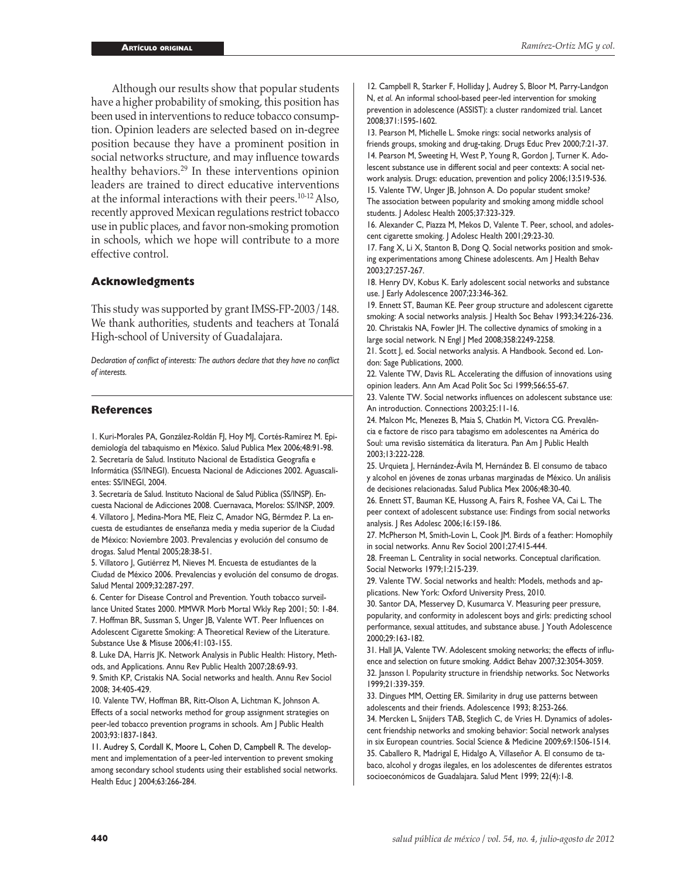Although our results show that popular students have a higher probability of smoking, this position has been used in interventions to reduce tobacco consumption. Opinion leaders are selected based on in-degree position because they have a prominent position in social networks structure, and may influence towards healthy behaviors.[29] In these interventions opinion leaders are trained to direct educative interventions at the informal interactions with their peers.[10-12] Also, recently approved Mexican regulations restrict tobacco use in public places, and favor non-smoking promotion in schools, which we hope will contribute to a more effective control.

## Acknowledgments

This study was supported by grant IMSS-FP-2003/148. We thank authorities, students and teachers at Tonalá High-school of University of Guadalajara.

*Declaration of conflict of interests: The authors declare that they have no conflict of interests.*

## References

1. Kuri-Morales PA, González-Roldán FJ, Hoy MJ, Cortés-Ramírez M. Epidemiología del tabaquismo en México. Salud Publica Mex 2006;48:91-98.
2. Secretaría de Salud. Instituto Nacional de Estadística Geografía e Informática (SS/INEGI). Encuesta Nacional de Adicciones 2002. Aguascalientes: SS/INEGI, 2004.
3. Secretaría de Salud. Instituto Nacional de Salud Pública (SS/INSP). Encuesta Nacional de Adicciones 2008. Cuernavaca, Morelos: SS/INSP, 2009.
4. Villatoro J, Medina-Mora ME, Fleiz C, Amador NG, Bérmdez P. La encuesta de estudiantes de enseñanza media y media superior de la Ciudad de México: Noviembre 2003. Prevalencias y evolución del consumo de drogas. Salud Mental 2005;28:38-51.
5. Villatoro J, Gutiérrez M, Nieves M. Encuesta de estudiantes de la Ciudad de México 2006. Prevalencias y evolución del consumo de drogas. Salud Mental 2009;32:287-297.
6. Center for Disease Control and Prevention. Youth tobacco surveillance United States 2000. MMWR Morb Mortal Wkly Rep 2001; 50: 1-84.
7. Hoffman BR, Sussman S, Unger JB, Valente WT. Peer Influences on Adolescent Cigarette Smoking: A Theoretical Review of the Literature. Substance Use & Misuse 2006;41:103-155.
8. Luke DA, Harris JK. Network Analysis in Public Health: History, Methods, and Applications. Annu Rev Public Health 2007;28:69-93.
9. Smith KP, Cristakis NA. Social networks and health. Annu Rev Sociol 2008; 34:405-429.
10. Valente TW, Hoffman BR, Ritt-Olson A, Lichtman K, Johnson A. Effects of a social networks method for group assignment strategies on peer-led tobacco prevention programs in schools. Am J Public Health 2003;93:1837-1843.
11. Audrey S, Cordall K, Moore L, Cohen D, Campbell R. The development and implementation of a peer-led intervention to prevent smoking among secondary school students using their established social networks. Health Educ J 2004;63:266-284.
12. Campbell R, Starker F, Holliday J, Audrey S, Bloor M, Parry-Landgon N, *et al.* An informal school-based peer-led intervention for smoking prevention in adolescence (ASSIST): a cluster randomized trial. Lancet 2008;371:1595-1602.
13. Pearson M, Michelle L. Smoke rings: social networks analysis of friends groups, smoking and drug-taking. Drugs Educ Prev 2000;7:21-37.
14. Pearson M, Sweeting H, West P, Young R, Gordon J, Turner K. Adolescent substance use in different social and peer contexts: A social network analysis. Drugs: education, prevention and policy 2006;13:519-536.
15. Valente TW, Unger JB, Johnson A. Do popular student smoke? The association between popularity and smoking among middle school students. J Adolesc Health 2005;37:323-329.
16. Alexander C, Piazza M, Mekos D, Valente T. Peer, school, and adolescent cigarette smoking. J Adolesc Health 2001;29:23-30.
17. Fang X, Li X, Stanton B, Dong Q. Social networks position and smoking experimentations among Chinese adolescents. Am J Health Behav 2003;27:257-267.
18. Henry DV, Kobus K. Early adolescent social networks and substance use. J Early Adolescence 2007;23:346-362.
19. Ennett ST, Bauman KE. Peer group structure and adolescent cigarette smoking: A social networks analysis. J Health Soc Behav 1993;34:226-236.
20. Christakis NA, Fowler JH. The collective dynamics of smoking in a large social network. N Engl J Med 2008;358:2249-2258.
21. Scott J, ed. Social networks analysis. A Handbook. Second ed. London: Sage Publications, 2000.
22. Valente TW, Davis RL. Accelerating the diffusion of innovations using opinion leaders. Ann Am Acad Polit Soc Sci 1999;566:55-67.
23. Valente TW. Social networks influences on adolescent substance use: An introduction. Connections 2003;25:11-16.
24. Malcon Mc, Menezes B, Maia S, Chatkin M, Victora CG. Prevalência e factore de risco para tabagismo em adolescentes na América do Soul: uma revisão sistemática da literatura. Pan Am J Public Health 2003;13:222-228.
25. Urquieta J, Hernández-Ávila M, Hernández B. El consumo de tabaco y alcohol en jóvenes de zonas urbanas marginadas de México. Un análisis de decisiones relacionadas. Salud Publica Mex 2006;48:30-40.
26. Ennett ST, Bauman KE, Hussong A, Fairs R, Foshee VA, Cai L. The peer context of adolescent substance use: Findings from social networks analysis. J Res Adolesc 2006;16:159-186.
27. McPherson M, Smith-Lovin L, Cook JM. Birds of a feather: Homophily in social networks. Annu Rev Sociol 2001;27:415-444.
28. Freeman L. Centrality in social networks. Conceptual clarification. Social Networks 1979;1:215-239.
29. Valente TW. Social networks and health: Models, methods and applications. New York: Oxford University Press, 2010.
30. Santor DA, Messervey D, Kusumarca V. Measuring peer pressure, popularity, and conformity in adolescent boys and girls: predicting school performance, sexual attitudes, and substance abuse. J Youth Adolescence 2000;29:163-182.
31. Hall JA, Valente TW. Adolescent smoking networks; the effects of influence and selection on future smoking. Addict Behav 2007;32:3054-3059.
32. Jansson I. Popularity structure in friendship networks. Soc Networks 1999;21:339-359.
33. Dingues MM, Oetting ER. Similarity in drug use patterns between adolescents and their friends. Adolescence 1993; 8:253-266.
34. Mercken L, Snijders TAB, Steglich C, de Vries H. Dynamics of adolescent friendship networks and smoking behavior: Social network analyses in six European countries. Social Science & Medicine 2009;69:1506-1514.
35. Caballero R, Madrigal E, Hidalgo A, Villaseñor A. El consumo de tabaco, alcohol y drogas ilegales, en los adolescentes de diferentes estratos socioeconómicos de Guadalajara. Salud Ment 1999; 22(4):1-8.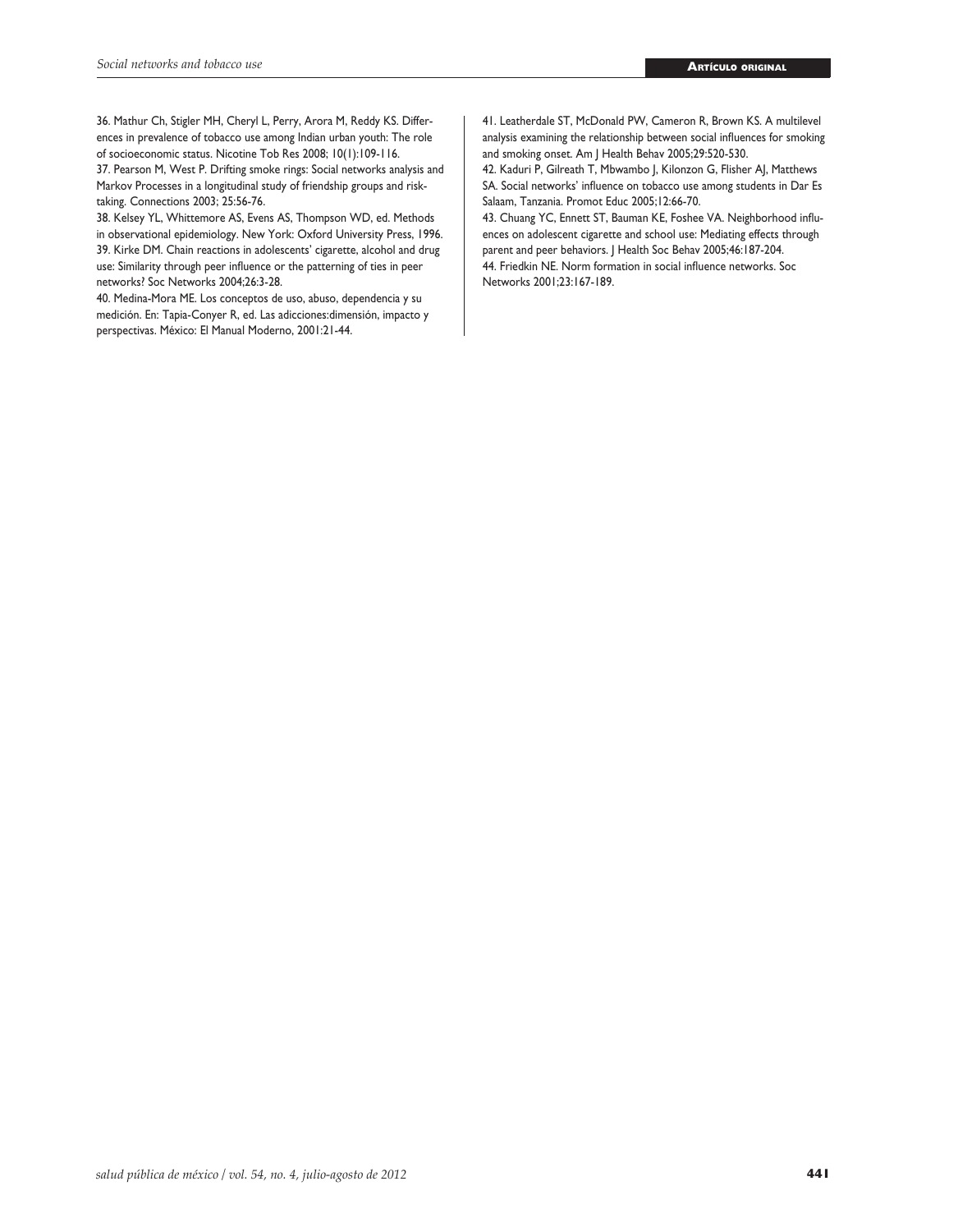36. Mathur Ch, Stigler MH, Cheryl L, Perry, Arora M, Reddy KS. Differences in prevalence of tobacco use among Indian urban youth: The role of socioeconomic status. Nicotine Tob Res 2008; 10(1):109-116.

37. Pearson M, West P. Drifting smoke rings: Social networks analysis and Markov Processes in a longitudinal study of friendship groups and risk-taking. Connections 2003; 25:56-76.

38. Kelsey YL, Whittemore AS, Evens AS, Thompson WD, ed. Methods in observational epidemiology. New York: Oxford University Press, 1996.

39. Kirke DM. Chain reactions in adolescents' cigarette, alcohol and drug use: Similarity through peer influence or the patterning of ties in peer networks? Soc Networks 2004;26:3-28.

40. Medina-Mora ME. Los conceptos de uso, abuso, dependencia y su medición. En: Tapia-Conyer R, ed. Las adicciones:dimensión, impacto y perspectivas. México: El Manual Moderno, 2001:21-44.

41. Leatherdale ST, McDonald PW, Cameron R, Brown KS. A multilevel analysis examining the relationship between social influences for smoking and smoking onset. Am J Health Behav 2005;29:520-530.

42. Kaduri P, Gilreath T, Mbwambo J, Kilonzon G, Flisher AJ, Matthews SA. Social networks' influence on tobacco use among students in Dar Es Salaam, Tanzania. Promot Educ 2005;12:66-70.

43. Chuang YC, Ennett ST, Bauman KE, Foshee VA. Neighborhood influences on adolescent cigarette and school use: Mediating effects through parent and peer behaviors. J Health Soc Behav 2005;46:187-204.

44. Friedkin NE. Norm formation in social influence networks. Soc Networks 2001;23:167-189.